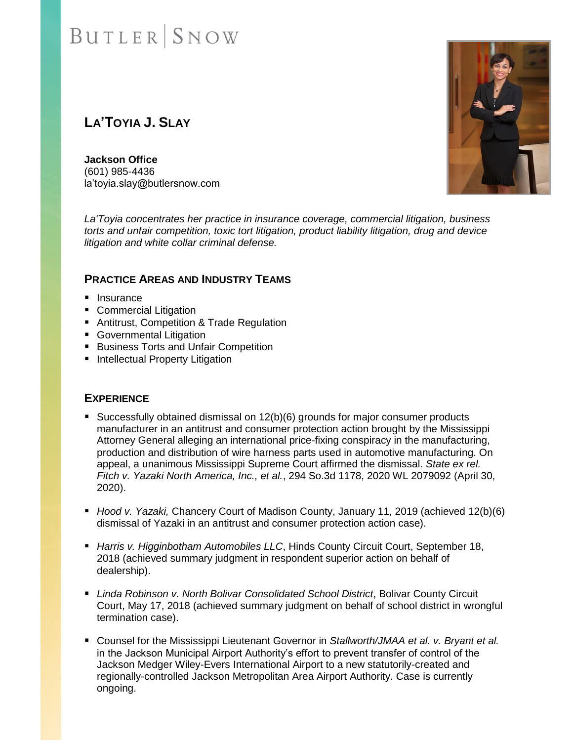BUTLER | SNOW

# LA'TOYIA J. SLAY

**Jackson Office**
(601) 985-4436
la'toyia.slay@butlersnow.com

*La'Toyia concentrates her practice in insurance coverage, commercial litigation, business torts and unfair competition, toxic tort litigation, product liability litigation, drug and device litigation and white collar criminal defense.*

## PRACTICE AREAS AND INDUSTRY TEAMS

- Insurance
- Commercial Litigation
- Antitrust, Competition & Trade Regulation
- Governmental Litigation
- Business Torts and Unfair Competition
- Intellectual Property Litigation

## EXPERIENCE

- Successfully obtained dismissal on 12(b)(6) grounds for major consumer products manufacturer in an antitrust and consumer protection action brought by the Mississippi Attorney General alleging an international price-fixing conspiracy in the manufacturing, production and distribution of wire harness parts used in automotive manufacturing. On appeal, a unanimous Mississippi Supreme Court affirmed the dismissal. *State ex rel. Fitch v. Yazaki North America, Inc., et al.*, 294 So.3d 1178, 2020 WL 2079092 (April 30, 2020).

- *Hood v. Yazaki,* Chancery Court of Madison County, January 11, 2019 (achieved 12(b)(6) dismissal of Yazaki in an antitrust and consumer protection action case).

- *Harris v. Higginbotham Automobiles LLC*, Hinds County Circuit Court, September 18, 2018 (achieved summary judgment in respondent superior action on behalf of dealership).

- *Linda Robinson v. North Bolivar Consolidated School District*, Bolivar County Circuit Court, May 17, 2018 (achieved summary judgment on behalf of school district in wrongful termination case).

- Counsel for the Mississippi Lieutenant Governor in *Stallworth/JMAA et al. v. Bryant et al.* in the Jackson Municipal Airport Authority's effort to prevent transfer of control of the Jackson Medger Wiley-Evers International Airport to a new statutorily-created and regionally-controlled Jackson Metropolitan Area Airport Authority. Case is currently ongoing.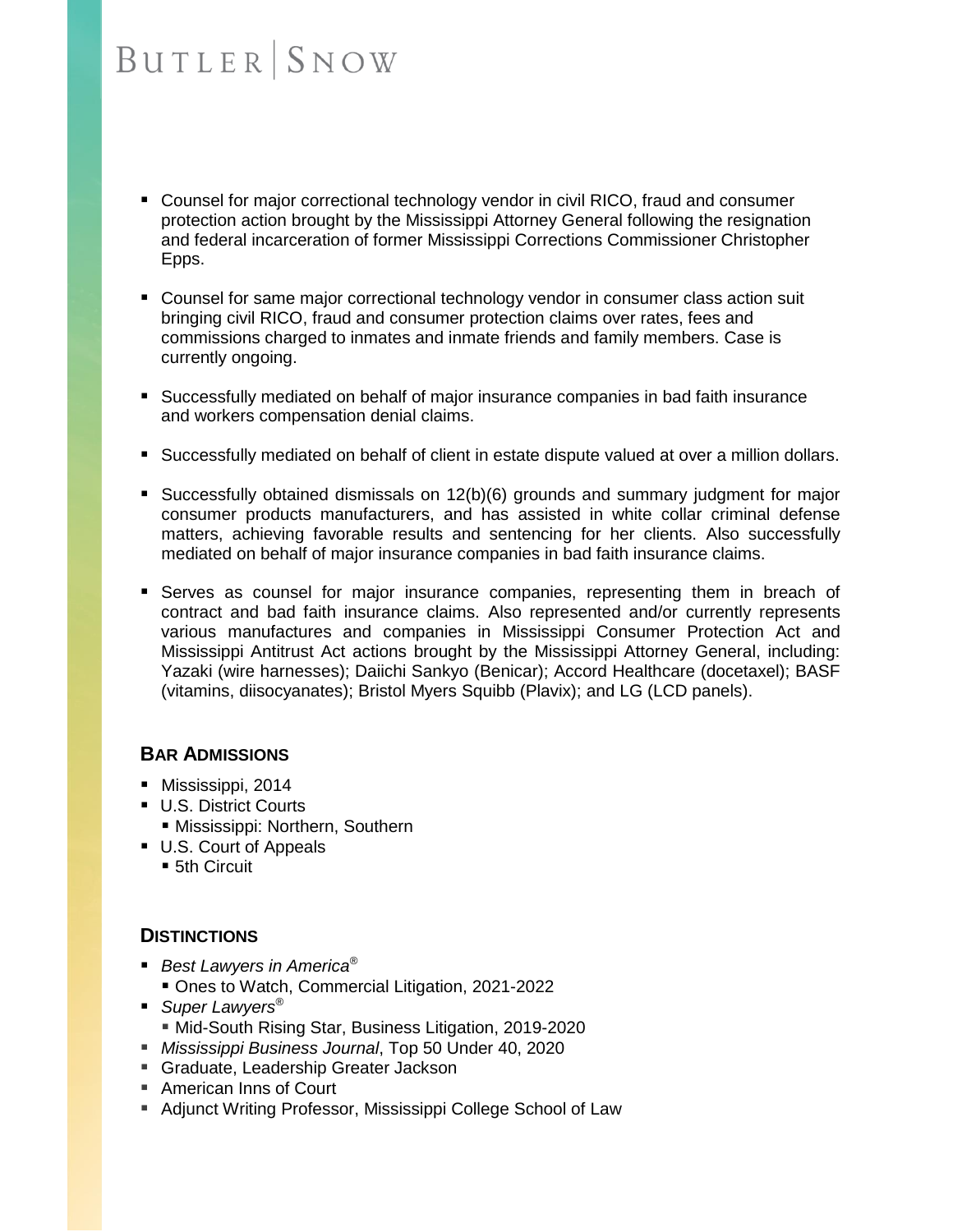- Counsel for major correctional technology vendor in civil RICO, fraud and consumer protection action brought by the Mississippi Attorney General following the resignation and federal incarceration of former Mississippi Corrections Commissioner Christopher Epps.

- Counsel for same major correctional technology vendor in consumer class action suit bringing civil RICO, fraud and consumer protection claims over rates, fees and commissions charged to inmates and inmate friends and family members. Case is currently ongoing.

- Successfully mediated on behalf of major insurance companies in bad faith insurance and workers compensation denial claims.

- Successfully mediated on behalf of client in estate dispute valued at over a million dollars.

- Successfully obtained dismissals on 12(b)(6) grounds and summary judgment for major consumer products manufacturers, and has assisted in white collar criminal defense matters, achieving favorable results and sentencing for her clients. Also successfully mediated on behalf of major insurance companies in bad faith insurance claims.

- Serves as counsel for major insurance companies, representing them in breach of contract and bad faith insurance claims. Also represented and/or currently represents various manufactures and companies in Mississippi Consumer Protection Act and Mississippi Antitrust Act actions brought by the Mississippi Attorney General, including: Yazaki (wire harnesses); Daiichi Sankyo (Benicar); Accord Healthcare (docetaxel); BASF (vitamins, diisocyanates); Bristol Myers Squibb (Plavix); and LG (LCD panels).

## BAR ADMISSIONS

- Mississippi, 2014
- U.S. District Courts
  - Mississippi: Northern, Southern
- U.S. Court of Appeals
  - 5th Circuit

## DISTINCTIONS

- *Best Lawyers in America®*
  - Ones to Watch, Commercial Litigation, 2021-2022
- *Super Lawyers®*
  - Mid-South Rising Star, Business Litigation, 2019-2020
- *Mississippi Business Journal*, Top 50 Under 40, 2020
- Graduate, Leadership Greater Jackson
- American Inns of Court
- Adjunct Writing Professor, Mississippi College School of Law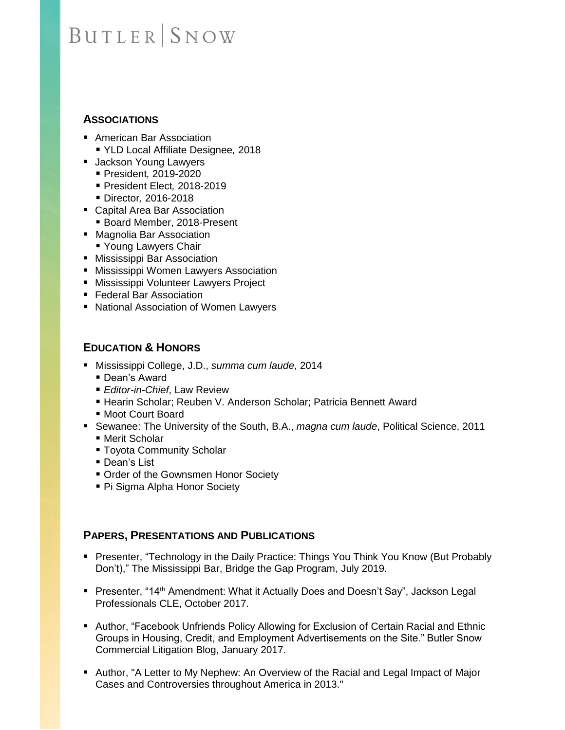## ASSOCIATIONS

- American Bar Association
  - YLD Local Affiliate Designee*,* 2018
- Jackson Young Lawyers
  - President*,* 2019-2020
  - President Elect*,* 2018-2019
  - Director*,* 2016-2018
- Capital Area Bar Association
  - Board Member, 2018-Present
- Magnolia Bar Association
  - Young Lawyers Chair
- Mississippi Bar Association
- Mississippi Women Lawyers Association
- Mississippi Volunteer Lawyers Project
- Federal Bar Association
- National Association of Women Lawyers

## EDUCATION & HONORS

- Mississippi College, J.D., *summa cum laude*, 2014
  - Dean's Award
  - *Editor-in-Chief*, Law Review
  - Hearin Scholar; Reuben V. Anderson Scholar; Patricia Bennett Award
  - Moot Court Board
- Sewanee: The University of the South, B.A., *magna cum laude*, Political Science, 2011
  - Merit Scholar
  - Toyota Community Scholar
  - Dean's List
  - Order of the Gownsmen Honor Society
  - Pi Sigma Alpha Honor Society

## PAPERS, PRESENTATIONS AND PUBLICATIONS

- Presenter, "Technology in the Daily Practice: Things You Think You Know (But Probably Don't)," The Mississippi Bar, Bridge the Gap Program, July 2019.

- Presenter, "14th Amendment: What it Actually Does and Doesn't Say", Jackson Legal Professionals CLE, October 2017.

- Author, "Facebook Unfriends Policy Allowing for Exclusion of Certain Racial and Ethnic Groups in Housing, Credit, and Employment Advertisements on the Site." Butler Snow Commercial Litigation Blog, January 2017.

- Author, "A Letter to My Nephew: An Overview of the Racial and Legal Impact of Major Cases and Controversies throughout America in 2013."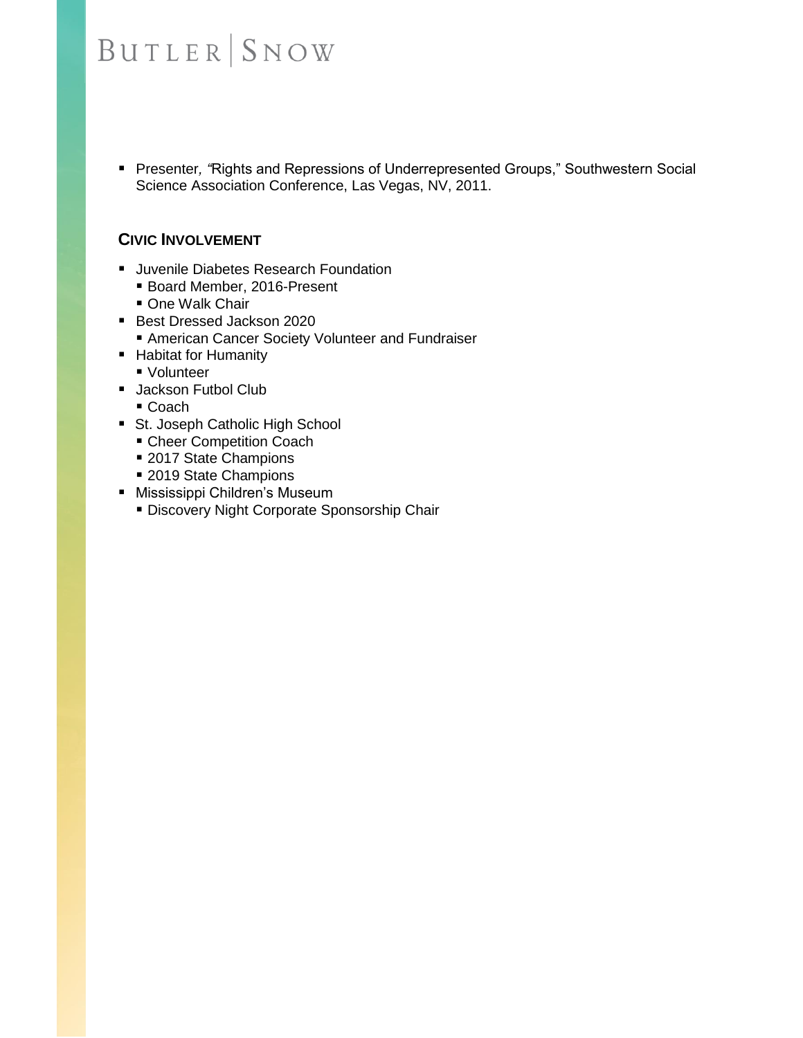- Presenter, "Rights and Repressions of Underrepresented Groups," Southwestern Social Science Association Conference, Las Vegas, NV, 2011.

## CIVIC INVOLVEMENT

- Juvenile Diabetes Research Foundation
  - Board Member, 2016-Present
  - One Walk Chair
- Best Dressed Jackson 2020
  - American Cancer Society Volunteer and Fundraiser
- Habitat for Humanity
  - Volunteer
- Jackson Futbol Club
  - Coach
- St. Joseph Catholic High School
  - Cheer Competition Coach
  - 2017 State Champions
  - 2019 State Champions
- Mississippi Children's Museum
  - Discovery Night Corporate Sponsorship Chair